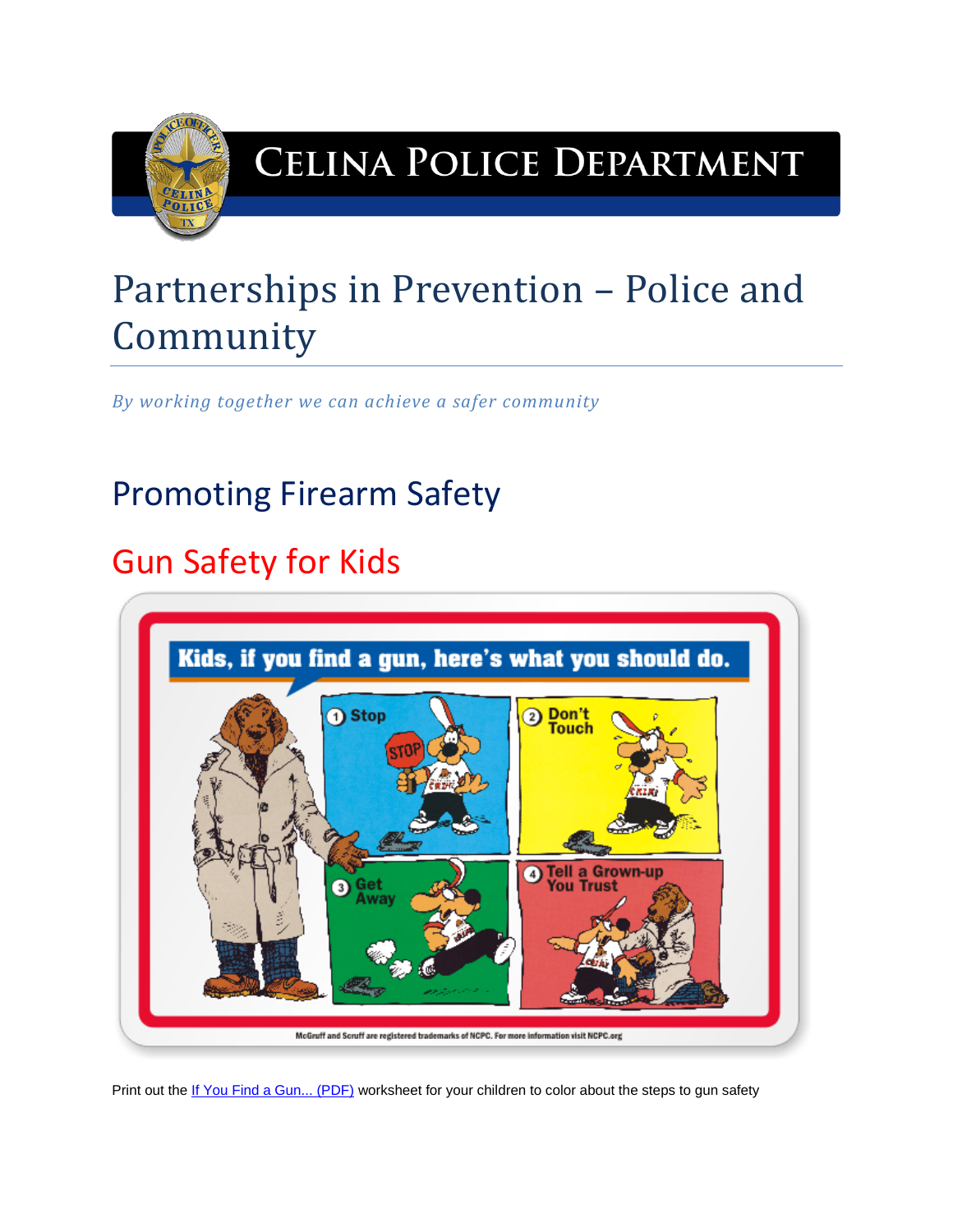# Celina Police Department

# Partnerships in Prevention – Police and Community

*By working together we can achieve a safer community*

## Promoting Firearm Safety

## Gun Safety for Kids

Kids, if you find a gun, here's what you should do.

1. Stop
2. Don't Touch
3. Get Away
4. Tell a Grown-up You Trust

McGruff and Scruff are registered trademarks of NCPC. For more information visit NCPC.org

Print out the [If You Find a Gun... (PDF)] worksheet for your children to color about the steps to gun safety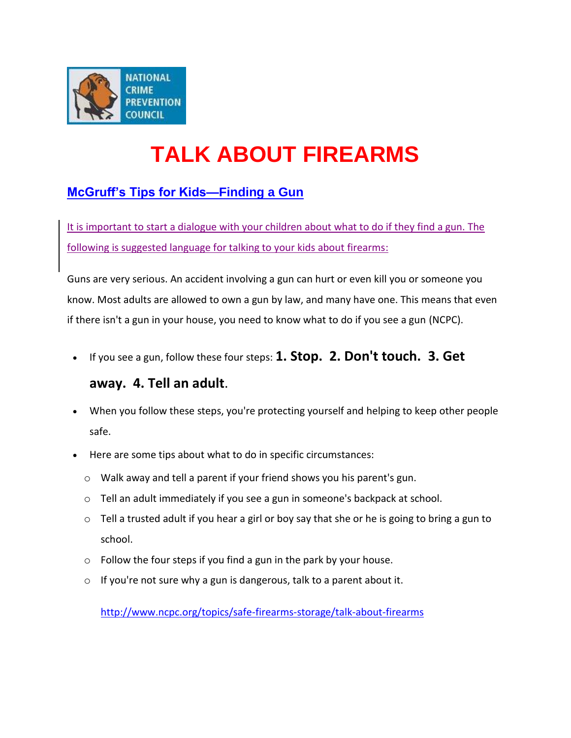NATIONAL CRIME PREVENTION COUNCIL

# TALK ABOUT FIREARMS

## McGruff's Tips for Kids—Finding a Gun

It is important to start a dialogue with your children about what to do if they find a gun. The following is suggested language for talking to your kids about firearms:

Guns are very serious. An accident involving a gun can hurt or even kill you or someone you know. Most adults are allowed to own a gun by law, and many have one. This means that even if there isn't a gun in your house, you need to know what to do if you see a gun (NCPC).

- If you see a gun, follow these four steps: **1. Stop. 2. Don't touch. 3. Get away. 4. Tell an adult**.
- When you follow these steps, you're protecting yourself and helping to keep other people safe.
- Here are some tips about what to do in specific circumstances:
  - Walk away and tell a parent if your friend shows you his parent's gun.
  - Tell an adult immediately if you see a gun in someone's backpack at school.
  - Tell a trusted adult if you hear a girl or boy say that she or he is going to bring a gun to school.
  - Follow the four steps if you find a gun in the park by your house.
  - If you're not sure why a gun is dangerous, talk to a parent about it.

  http://www.ncpc.org/topics/safe-firearms-storage/talk-about-firearms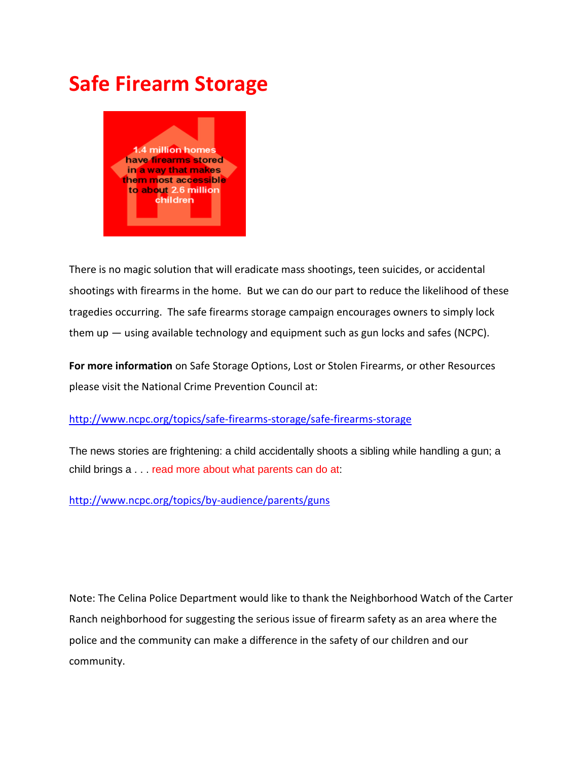# Safe Firearm Storage

1.4 million homes have firearms stored in a way that makes them most accessible to about 2.6 million children

There is no magic solution that will eradicate mass shootings, teen suicides, or accidental shootings with firearms in the home. But we can do our part to reduce the likelihood of these tragedies occurring. The safe firearms storage campaign encourages owners to simply lock them up — using available technology and equipment such as gun locks and safes (NCPC).

**For more information** on Safe Storage Options, Lost or Stolen Firearms, or other Resources please visit the National Crime Prevention Council at:

http://www.ncpc.org/topics/safe-firearms-storage/safe-firearms-storage

The news stories are frightening: a child accidentally shoots a sibling while handling a gun; a child brings a . . . read more about what parents can do at:

http://www.ncpc.org/topics/by-audience/parents/guns

Note: The Celina Police Department would like to thank the Neighborhood Watch of the Carter Ranch neighborhood for suggesting the serious issue of firearm safety as an area where the police and the community can make a difference in the safety of our children and our community.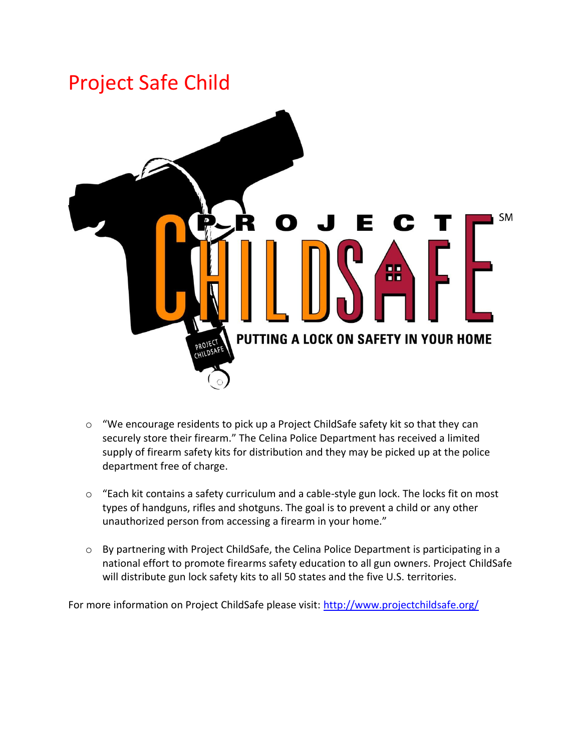# Project Safe Child

- "We encourage residents to pick up a Project ChildSafe safety kit so that they can securely store their firearm." The Celina Police Department has received a limited supply of firearm safety kits for distribution and they may be picked up at the police department free of charge.

- "Each kit contains a safety curriculum and a cable-style gun lock. The locks fit on most types of handguns, rifles and shotguns. The goal is to prevent a child or any other unauthorized person from accessing a firearm in your home."

- By partnering with Project ChildSafe, the Celina Police Department is participating in a national effort to promote firearms safety education to all gun owners. Project ChildSafe will distribute gun lock safety kits to all 50 states and the five U.S. territories.

For more information on Project ChildSafe please visit: [http://www.projectchildsafe.org/](http://www.projectchildsafe.org/)